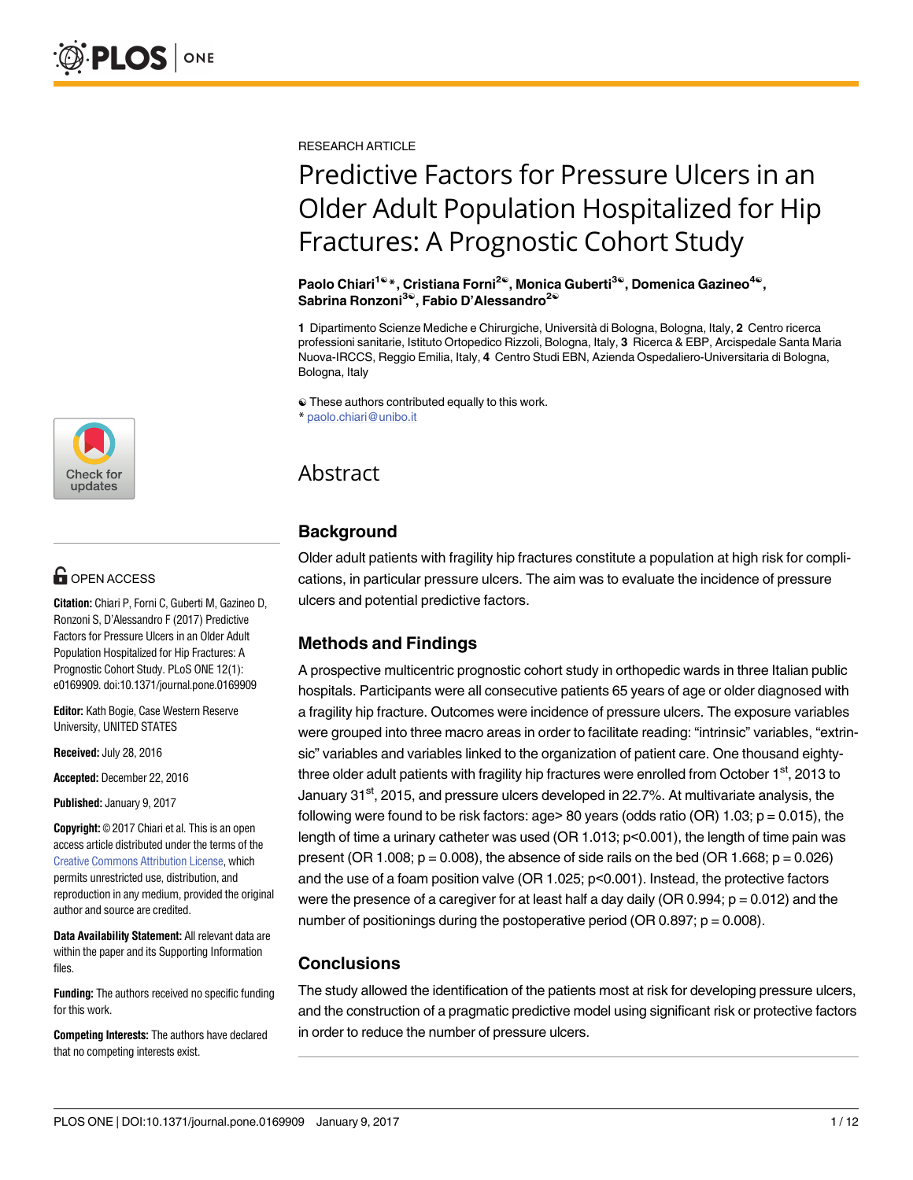RESEARCH ARTICLE

# Predictive Factors for Pressure Ulcers in an Older Adult Population Hospitalized for Hip Fractures: A Prognostic Cohort Study

**Paolo Chiari[1☯*], Cristiana Forni[2☯], Monica Guberti[3☯], Domenica Gazineo[4☯], Sabrina Ronzoni[3☯], Fabio D'Alessandro[2☯]**

**1** Dipartimento Scienze Mediche e Chirurgiche, Università di Bologna, Bologna, Italy, **2** Centro ricerca professioni sanitarie, Istituto Ortopedico Rizzoli, Bologna, Italy, **3** Ricerca & EBP, Arcispedale Santa Maria Nuova-IRCCS, Reggio Emilia, Italy, **4** Centro Studi EBN, Azienda Ospedaliero-Universitaria di Bologna, Bologna, Italy

☯ These authors contributed equally to this work.
* paolo.chiari@unibo.it

OPEN ACCESS

**Citation:** Chiari P, Forni C, Guberti M, Gazineo D, Ronzoni S, D'Alessandro F (2017) Predictive Factors for Pressure Ulcers in an Older Adult Population Hospitalized for Hip Fractures: A Prognostic Cohort Study. PLoS ONE 12(1): e0169909. doi:10.1371/journal.pone.0169909

**Editor:** Kath Bogie, Case Western Reserve University, UNITED STATES

**Received:** July 28, 2016

**Accepted:** December 22, 2016

**Published:** January 9, 2017

**Copyright:** © 2017 Chiari et al. This is an open access article distributed under the terms of the Creative Commons Attribution License, which permits unrestricted use, distribution, and reproduction in any medium, provided the original author and source are credited.

**Data Availability Statement:** All relevant data are within the paper and its Supporting Information files.

**Funding:** The authors received no specific funding for this work.

**Competing Interests:** The authors have declared that no competing interests exist.

## Abstract

### Background

Older adult patients with fragility hip fractures constitute a population at high risk for complications, in particular pressure ulcers. The aim was to evaluate the incidence of pressure ulcers and potential predictive factors.

### Methods and Findings

A prospective multicentric prognostic cohort study in orthopedic wards in three Italian public hospitals. Participants were all consecutive patients 65 years of age or older diagnosed with a fragility hip fracture. Outcomes were incidence of pressure ulcers. The exposure variables were grouped into three macro areas in order to facilitate reading: "intrinsic" variables, "extrinsic" variables and variables linked to the organization of patient care. One thousand eighty-three older adult patients with fragility hip fractures were enrolled from October 1st, 2013 to January 31st, 2015, and pressure ulcers developed in 22.7%. At multivariate analysis, the following were found to be risk factors: age> 80 years (odds ratio (OR) 1.03; $p = 0.015$), the length of time a urinary catheter was used (OR 1.013; $p<0.001$), the length of time pain was present (OR 1.008; $p = 0.008$), the absence of side rails on the bed (OR 1.668; $p = 0.026$) and the use of a foam position valve (OR 1.025; $p<0.001$). Instead, the protective factors were the presence of a caregiver for at least half a day daily (OR 0.994; $p = 0.012$) and the number of positionings during the postoperative period (OR 0.897; $p = 0.008$).

### Conclusions

The study allowed the identification of the patients most at risk for developing pressure ulcers, and the construction of a pragmatic predictive model using significant risk or protective factors in order to reduce the number of pressure ulcers.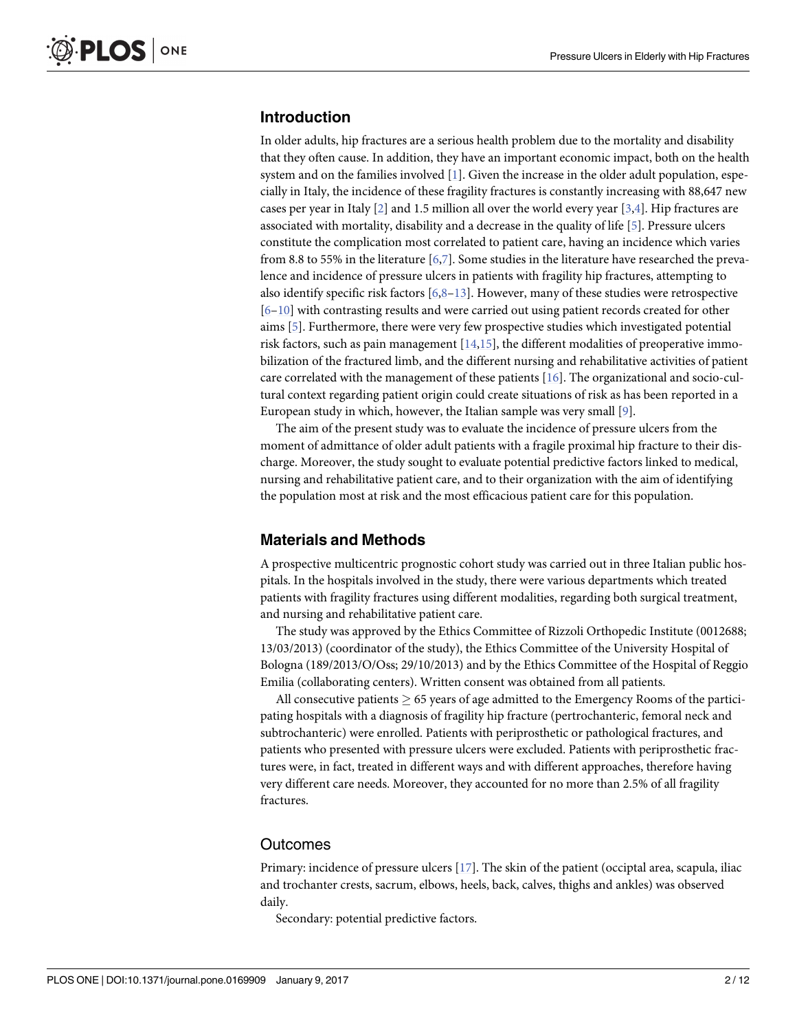## Introduction

In older adults, hip fractures are a serious health problem due to the mortality and disability that they often cause. In addition, they have an important economic impact, both on the health system and on the families involved [1]. Given the increase in the older adult population, especially in Italy, the incidence of these fragility fractures is constantly increasing with 88,647 new cases per year in Italy [2] and 1.5 million all over the world every year [3,4]. Hip fractures are associated with mortality, disability and a decrease in the quality of life [5]. Pressure ulcers constitute the complication most correlated to patient care, having an incidence which varies from 8.8 to 55% in the literature [6,7]. Some studies in the literature have researched the prevalence and incidence of pressure ulcers in patients with fragility hip fractures, attempting to also identify specific risk factors [6,8–13]. However, many of these studies were retrospective [6–10] with contrasting results and were carried out using patient records created for other aims [5]. Furthermore, there were very few prospective studies which investigated potential risk factors, such as pain management [14,15], the different modalities of preoperative immobilization of the fractured limb, and the different nursing and rehabilitative activities of patient care correlated with the management of these patients [16]. The organizational and socio-cultural context regarding patient origin could create situations of risk as has been reported in a European study in which, however, the Italian sample was very small [9].

The aim of the present study was to evaluate the incidence of pressure ulcers from the moment of admittance of older adult patients with a fragile proximal hip fracture to their discharge. Moreover, the study sought to evaluate potential predictive factors linked to medical, nursing and rehabilitative patient care, and to their organization with the aim of identifying the population most at risk and the most efficacious patient care for this population.

## Materials and Methods

A prospective multicentric prognostic cohort study was carried out in three Italian public hospitals. In the hospitals involved in the study, there were various departments which treated patients with fragility fractures using different modalities, regarding both surgical treatment, and nursing and rehabilitative patient care.

The study was approved by the Ethics Committee of Rizzoli Orthopedic Institute (0012688; 13/03/2013) (coordinator of the study), the Ethics Committee of the University Hospital of Bologna (189/2013/O/Oss; 29/10/2013) and by the Ethics Committee of the Hospital of Reggio Emilia (collaborating centers). Written consent was obtained from all patients.

All consecutive patients $\geq$ 65 years of age admitted to the Emergency Rooms of the participating hospitals with a diagnosis of fragility hip fracture (pertrochanteric, femoral neck and subtrochanteric) were enrolled. Patients with periprosthetic or pathological fractures, and patients who presented with pressure ulcers were excluded. Patients with periprosthetic fractures were, in fact, treated in different ways and with different approaches, therefore having very different care needs. Moreover, they accounted for no more than 2.5% of all fragility fractures.

### Outcomes

Primary: incidence of pressure ulcers [17]. The skin of the patient (occiptal area, scapula, iliac and trochanter crests, sacrum, elbows, heels, back, calves, thighs and ankles) was observed daily.

Secondary: potential predictive factors.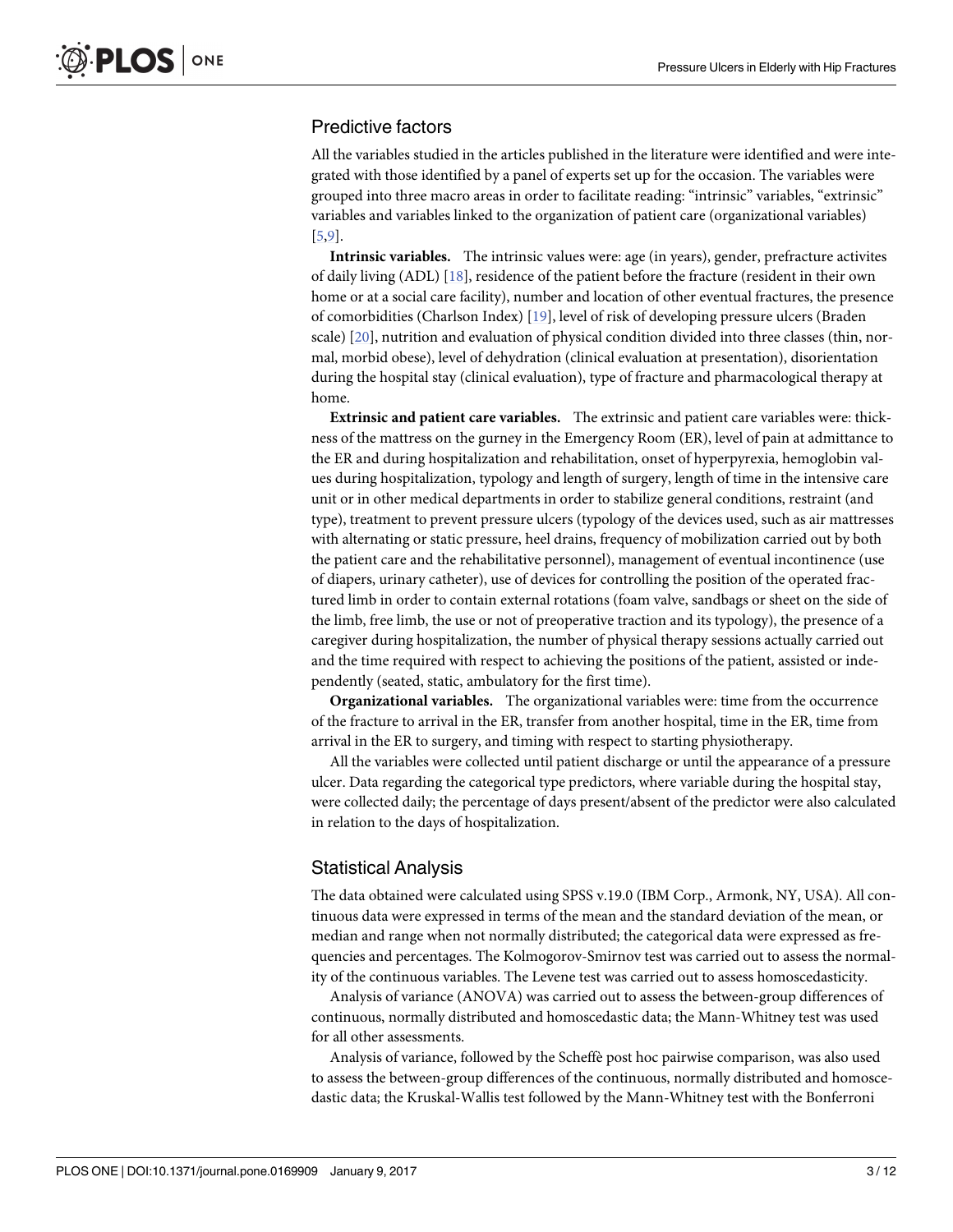## Predictive factors

All the variables studied in the articles published in the literature were identified and were integrated with those identified by a panel of experts set up for the occasion. The variables were grouped into three macro areas in order to facilitate reading: "intrinsic" variables, "extrinsic" variables and variables linked to the organization of patient care (organizational variables) [5,9].

**Intrinsic variables.** The intrinsic values were: age (in years), gender, prefracture activites of daily living (ADL) [18], residence of the patient before the fracture (resident in their own home or at a social care facility), number and location of other eventual fractures, the presence of comorbidities (Charlson Index) [19], level of risk of developing pressure ulcers (Braden scale) [20], nutrition and evaluation of physical condition divided into three classes (thin, normal, morbid obese), level of dehydration (clinical evaluation at presentation), disorientation during the hospital stay (clinical evaluation), type of fracture and pharmacological therapy at home.

**Extrinsic and patient care variables.** The extrinsic and patient care variables were: thickness of the mattress on the gurney in the Emergency Room (ER), level of pain at admittance to the ER and during hospitalization and rehabilitation, onset of hyperpyrexia, hemoglobin values during hospitalization, typology and length of surgery, length of time in the intensive care unit or in other medical departments in order to stabilize general conditions, restraint (and type), treatment to prevent pressure ulcers (typology of the devices used, such as air mattresses with alternating or static pressure, heel drains, frequency of mobilization carried out by both the patient care and the rehabilitative personnel), management of eventual incontinence (use of diapers, urinary catheter), use of devices for controlling the position of the operated fractured limb in order to contain external rotations (foam valve, sandbags or sheet on the side of the limb, free limb, the use or not of preoperative traction and its typology), the presence of a caregiver during hospitalization, the number of physical therapy sessions actually carried out and the time required with respect to achieving the positions of the patient, assisted or independently (seated, static, ambulatory for the first time).

**Organizational variables.** The organizational variables were: time from the occurrence of the fracture to arrival in the ER, transfer from another hospital, time in the ER, time from arrival in the ER to surgery, and timing with respect to starting physiotherapy.

All the variables were collected until patient discharge or until the appearance of a pressure ulcer. Data regarding the categorical type predictors, where variable during the hospital stay, were collected daily; the percentage of days present/absent of the predictor were also calculated in relation to the days of hospitalization.

## Statistical Analysis

The data obtained were calculated using SPSS v.19.0 (IBM Corp., Armonk, NY, USA). All continuous data were expressed in terms of the mean and the standard deviation of the mean, or median and range when not normally distributed; the categorical data were expressed as frequencies and percentages. The Kolmogorov-Smirnov test was carried out to assess the normality of the continuous variables. The Levene test was carried out to assess homoscedasticity.

Analysis of variance (ANOVA) was carried out to assess the between-group differences of continuous, normally distributed and homoscedastic data; the Mann-Whitney test was used for all other assessments.

Analysis of variance, followed by the Scheffè post hoc pairwise comparison, was also used to assess the between-group differences of the continuous, normally distributed and homoscedastic data; the Kruskal-Wallis test followed by the Mann-Whitney test with the Bonferroni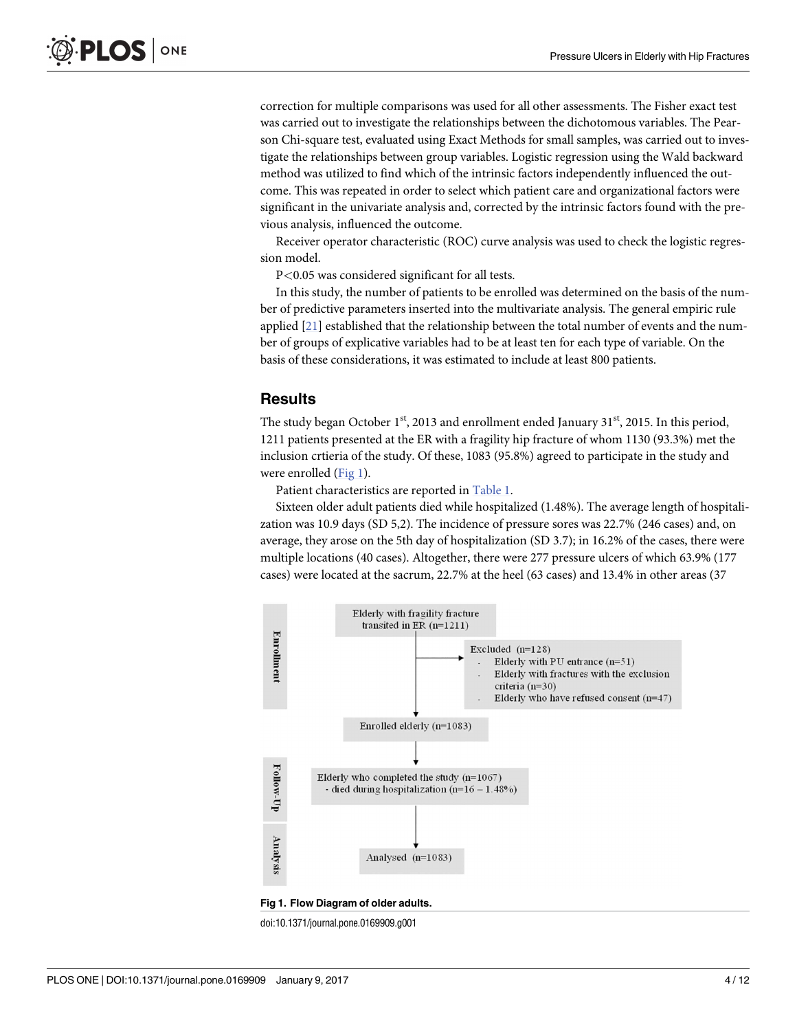correction for multiple comparisons was used for all other assessments. The Fisher exact test was carried out to investigate the relationships between the dichotomous variables. The Pearson Chi-square test, evaluated using Exact Methods for small samples, was carried out to investigate the relationships between group variables. Logistic regression using the Wald backward method was utilized to find which of the intrinsic factors independently influenced the outcome. This was repeated in order to select which patient care and organizational factors were significant in the univariate analysis and, corrected by the intrinsic factors found with the previous analysis, influenced the outcome.

Receiver operator characteristic (ROC) curve analysis was used to check the logistic regression model.

$P<0.05$ was considered significant for all tests.

In this study, the number of patients to be enrolled was determined on the basis of the number of predictive parameters inserted into the multivariate analysis. The general empiric rule applied [21] established that the relationship between the total number of events and the number of groups of explicative variables had to be at least ten for each type of variable. On the basis of these considerations, it was estimated to include at least 800 patients.

## Results

The study began October 1st, 2013 and enrollment ended January 31st, 2015. In this period, 1211 patients presented at the ER with a fragility hip fracture of whom 1130 (93.3%) met the inclusion crtieria of the study. Of these, 1083 (95.8%) agreed to participate in the study and were enrolled (Fig 1).

Patient characteristics are reported in Table 1.

Sixteen older adult patients died while hospitalized (1.48%). The average length of hospitalization was 10.9 days (SD 5,2). The incidence of pressure sores was 22.7% (246 cases) and, on average, they arose on the 5th day of hospitalization (SD 3.7); in 16.2% of the cases, there were multiple locations (40 cases). Altogether, there were 277 pressure ulcers of which 63.9% (177 cases) were located at the sacrum, 22.7% at the heel (63 cases) and 13.4% in other areas (37

**Enrollment**

Elderly with fragility fracture transited in ER (n=1211)

Excluded (n=128)
- Elderly with PU entrance (n=51)
- Elderly with fractures with the exclusion criteria (n=30)
- Elderly who have refused consent (n=47)

Enrolled elderly (n=1083)

**Follow-Up**

Elderly who completed the study (n=1067)
- died during hospitalization (n=16 – 1.48%)

**Analysis**

Analysed (n=1083)

**Fig 1. Flow Diagram of older adults.**

doi:10.1371/journal.pone.0169909.g001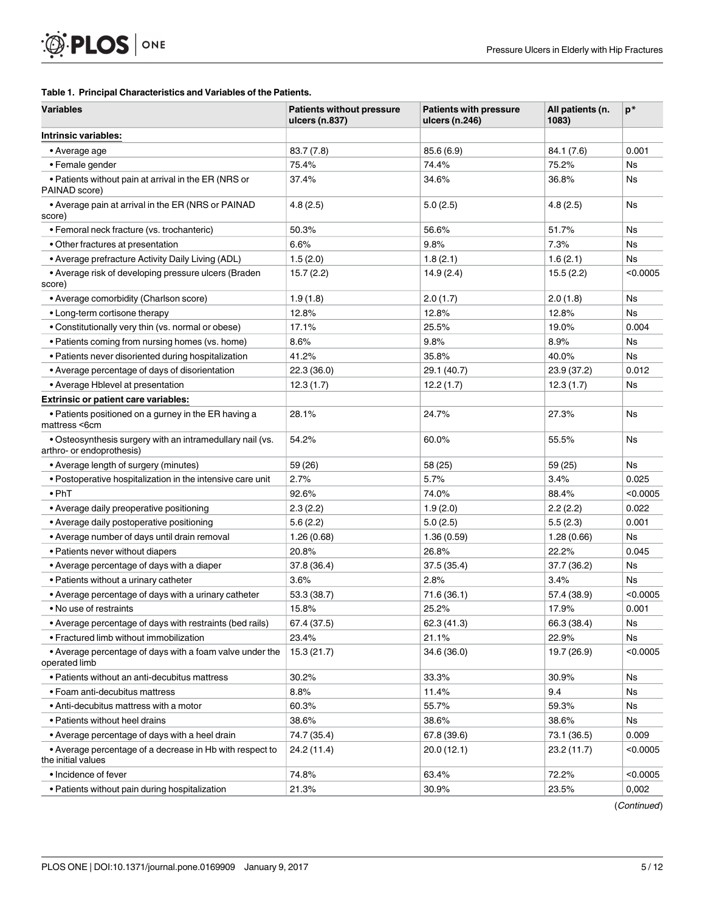**Table 1. Principal Characteristics and Variables of the Patients.**

| Variables | Patients without pressure ulcers (n.837) | Patients with pressure ulcers (n.246) | All patients (n. 1083) | p* |
|---|---|---|---|---|
| **Intrinsic variables:** | | | | |
| • Average age | 83.7 (7.8) | 85.6 (6.9) | 84.1 (7.6) | 0.001 |
| • Female gender | 75.4% | 74.4% | 75.2% | Ns |
| • Patients without pain at arrival in the ER (NRS or PAINAD score) | 37.4% | 34.6% | 36.8% | Ns |
| • Average pain at arrival in the ER (NRS or PAINAD score) | 4.8 (2.5) | 5.0 (2.5) | 4.8 (2.5) | Ns |
| • Femoral neck fracture (vs. trochanteric) | 50.3% | 56.6% | 51.7% | Ns |
| • Other fractures at presentation | 6.6% | 9.8% | 7.3% | Ns |
| • Average prefracture Activity Daily Living (ADL) | 1.5 (2.0) | 1.8 (2.1) | 1.6 (2.1) | Ns |
| • Average risk of developing pressure ulcers (Braden score) | 15.7 (2.2) | 14.9 (2.4) | 15.5 (2.2) | <0.0005 |
| • Average comorbidity (Charlson score) | 1.9 (1.8) | 2.0 (1.7) | 2.0 (1.8) | Ns |
| • Long-term cortisone therapy | 12.8% | 12.8% | 12.8% | Ns |
| • Constitutionally very thin (vs. normal or obese) | 17.1% | 25.5% | 19.0% | 0.004 |
| • Patients coming from nursing homes (vs. home) | 8.6% | 9.8% | 8.9% | Ns |
| • Patients never disoriented during hospitalization | 41.2% | 35.8% | 40.0% | Ns |
| • Average percentage of days of disorientation | 22.3 (36.0) | 29.1 (40.7) | 23.9 (37.2) | 0.012 |
| • Average Hblevel at presentation | 12.3 (1.7) | 12.2 (1.7) | 12.3 (1.7) | Ns |
| **Extrinsic or patient care variables:** | | | | |
| • Patients positioned on a gurney in the ER having a mattress <6cm | 28.1% | 24.7% | 27.3% | Ns |
| • Osteosynthesis surgery with an intramedullary nail (vs. arthro- or endoprothesis) | 54.2% | 60.0% | 55.5% | Ns |
| • Average length of surgery (minutes) | 59 (26) | 58 (25) | 59 (25) | Ns |
| • Postoperative hospitalization in the intensive care unit | 2.7% | 5.7% | 3.4% | 0.025 |
| • PhT | 92.6% | 74.0% | 88.4% | <0.0005 |
| • Average daily preoperative positioning | 2.3 (2.2) | 1.9 (2.0) | 2.2 (2.2) | 0.022 |
| • Average daily postoperative positioning | 5.6 (2.2) | 5.0 (2.5) | 5.5 (2.3) | 0.001 |
| • Average number of days until drain removal | 1.26 (0.68) | 1.36 (0.59) | 1.28 (0.66) | Ns |
| • Patients never without diapers | 20.8% | 26.8% | 22.2% | 0.045 |
| • Average percentage of days with a diaper | 37.8 (36.4) | 37.5 (35.4) | 37.7 (36.2) | Ns |
| • Patients without a urinary catheter | 3.6% | 2.8% | 3.4% | Ns |
| • Average percentage of days with a urinary catheter | 53.3 (38.7) | 71.6 (36.1) | 57.4 (38.9) | <0.0005 |
| • No use of restraints | 15.8% | 25.2% | 17.9% | 0.001 |
| • Average percentage of days with restraints (bed rails) | 67.4 (37.5) | 62.3 (41.3) | 66.3 (38.4) | Ns |
| • Fractured limb without immobilization | 23.4% | 21.1% | 22.9% | Ns |
| • Average percentage of days with a foam valve under the operated limb | 15.3 (21.7) | 34.6 (36.0) | 19.7 (26.9) | <0.0005 |
| • Patients without an anti-decubitus mattress | 30.2% | 33.3% | 30.9% | Ns |
| • Foam anti-decubitus mattress | 8.8% | 11.4% | 9.4 | Ns |
| • Anti-decubitus mattress with a motor | 60.3% | 55.7% | 59.3% | Ns |
| • Patients without heel drains | 38.6% | 38.6% | 38.6% | Ns |
| • Average percentage of days with a heel drain | 74.7 (35.4) | 67.8 (39.6) | 73.1 (36.5) | 0.009 |
| • Average percentage of a decrease in Hb with respect to the initial values | 24.2 (11.4) | 20.0 (12.1) | 23.2 (11.7) | <0.0005 |
| • Incidence of fever | 74.8% | 63.4% | 72.2% | <0.0005 |
| • Patients without pain during hospitalization | 21.3% | 30.9% | 23.5% | 0,002 |

(*Continued*)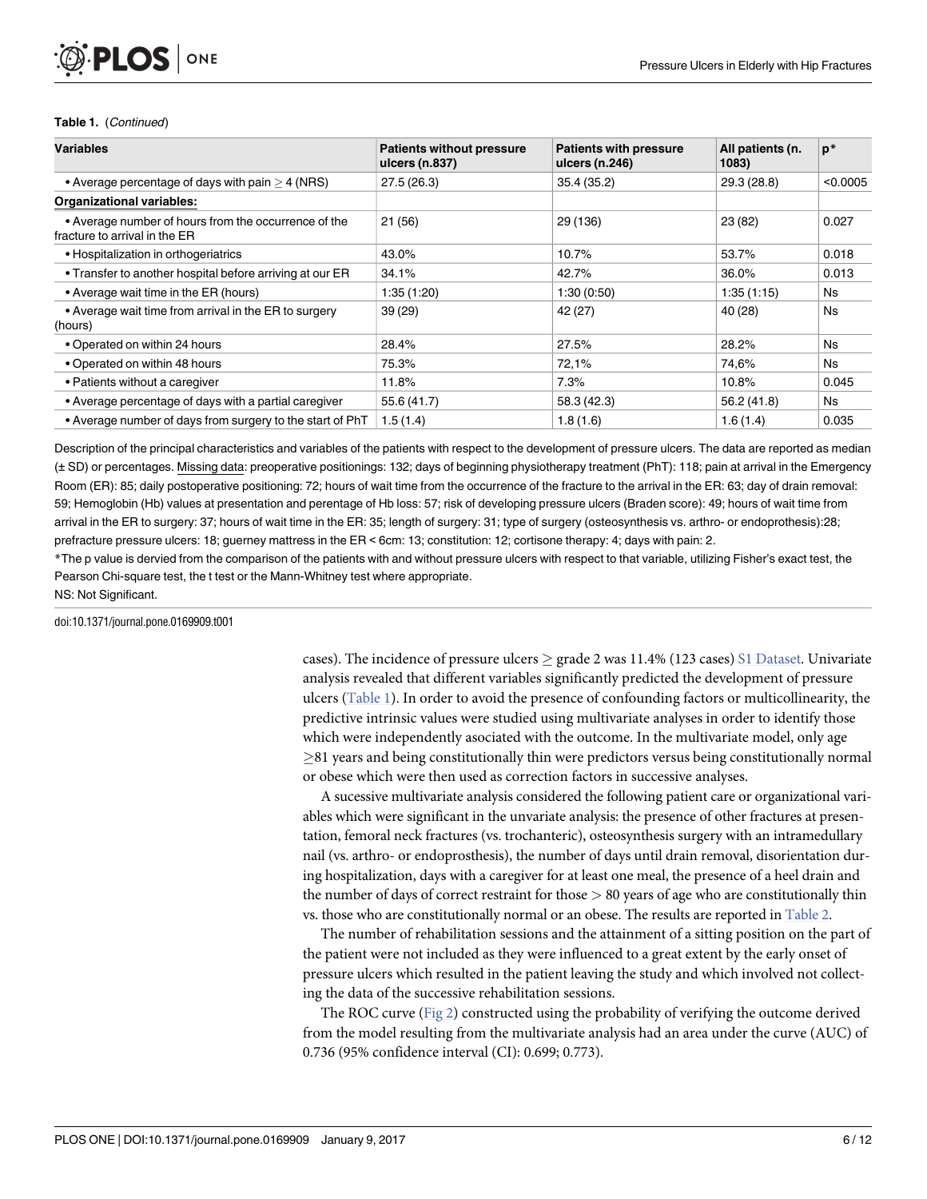**Table 1.** (*Continued*)

| Variables | Patients without pressure ulcers (n.837) | Patients with pressure ulcers (n.246) | All patients (n. 1083) | p* |
|---|---|---|---|---|
| • Average percentage of days with pain ≥ 4 (NRS) | 27.5 (26.3) | 35.4 (35.2) | 29.3 (28.8) | <0.0005 |
| **Organizational variables:** | | | | |
| • Average number of hours from the occurrence of the fracture to arrival in the ER | 21 (56) | 29 (136) | 23 (82) | 0.027 |
| • Hospitalization in orthogeriatrics | 43.0% | 10.7% | 53.7% | 0.018 |
| • Transfer to another hospital before arriving at our ER | 34.1% | 42.7% | 36.0% | 0.013 |
| • Average wait time in the ER (hours) | 1:35 (1:20) | 1:30 (0:50) | 1:35 (1:15) | Ns |
| • Average wait time from arrival in the ER to surgery (hours) | 39 (29) | 42 (27) | 40 (28) | Ns |
| • Operated on within 24 hours | 28.4% | 27.5% | 28.2% | Ns |
| • Operated on within 48 hours | 75.3% | 72,1% | 74,6% | Ns |
| • Patients without a caregiver | 11.8% | 7.3% | 10.8% | 0.045 |
| • Average percentage of days with a partial caregiver | 55.6 (41.7) | 58.3 (42.3) | 56.2 (41.8) | Ns |
| • Average number of days from surgery to the start of PhT | 1.5 (1.4) | 1.8 (1.6) | 1.6 (1.4) | 0.035 |

Description of the principal characteristics and variables of the patients with respect to the development of pressure ulcers. The data are reported as median (± SD) or percentages. Missing data: preoperative positionings: 132; days of beginning physiotherapy treatment (PhT): 118; pain at arrival in the Emergency Room (ER): 85; daily postoperative positioning: 72; hours of wait time from the occurrence of the fracture to the arrival in the ER: 63; day of drain removal: 59; Hemoglobin (Hb) values at presentation and perentage of Hb loss: 57; risk of developing pressure ulcers (Braden score): 49; hours of wait time from arrival in the ER to surgery: 37; hours of wait time in the ER: 35; length of surgery: 31; type of surgery (osteosynthesis vs. arthro- or endoprothesis):28; prefracture pressure ulcers: 18; guerney mattress in the ER < 6cm: 13; constitution: 12; cortisone therapy: 4; days with pain: 2.

*The p value is dervied from the comparison of the patients with and without pressure ulcers with respect to that variable, utilizing Fisher's exact test, the Pearson Chi-square test, the t test or the Mann-Whitney test where appropriate.

NS: Not Significant.

doi:10.1371/journal.pone.0169909.t001

cases). The incidence of pressure ulcers ≥ grade 2 was 11.4% (123 cases) S1 Dataset. Univariate analysis revealed that different variables significantly predicted the development of pressure ulcers (Table 1). In order to avoid the presence of confounding factors or multicollinearity, the predictive intrinsic values were studied using multivariate analyses in order to identify those which were independently asociated with the outcome. In the multivariate model, only age ≥81 years and being constitutionally thin were predictors versus being constitutionally normal or obese which were then used as correction factors in successive analyses.

A sucessive multivariate analysis considered the following patient care or organizational variables which were significant in the unvariate analysis: the presence of other fractures at presentation, femoral neck fractures (vs. trochanteric), osteosynthesis surgery with an intramedullary nail (vs. arthro- or endoprosthesis), the number of days until drain removal, disorientation during hospitalization, days with a caregiver for at least one meal, the presence of a heel drain and the number of days of correct restraint for those > 80 years of age who are constitutionally thin vs. those who are constitutionally normal or an obese. The results are reported in Table 2.

The number of rehabilitation sessions and the attainment of a sitting position on the part of the patient were not included as they were influenced to a great extent by the early onset of pressure ulcers which resulted in the patient leaving the study and which involved not collecting the data of the successive rehabilitation sessions.

The ROC curve (Fig 2) constructed using the probability of verifying the outcome derived from the model resulting from the multivariate analysis had an area under the curve (AUC) of 0.736 (95% confidence interval (CI): 0.699; 0.773).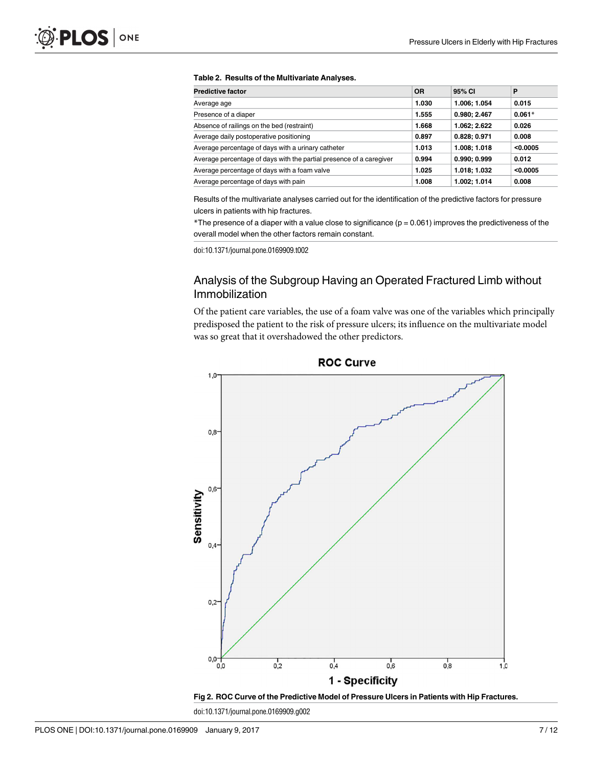**Table 2. Results of the Multivariate Analyses.**

| Predictive factor | OR | 95% CI | P |
|---|---|---|---|
| Average age | 1.030 | 1.006; 1.054 | 0.015 |
| Presence of a diaper | 1.555 | 0.980; 2.467 | 0.061* |
| Absence of railings on the bed (restraint) | 1.668 | 1.062; 2.622 | 0.026 |
| Average daily postoperative positioning | 0.897 | 0.828; 0.971 | 0.008 |
| Average percentage of days with a urinary catheter | 1.013 | 1.008; 1.018 | <0.0005 |
| Average percentage of days with the partial presence of a caregiver | 0.994 | 0.990; 0.999 | 0.012 |
| Average percentage of days with a foam valve | 1.025 | 1.018; 1.032 | <0.0005 |
| Average percentage of days with pain | 1.008 | 1.002; 1.014 | 0.008 |

Results of the multivariate analyses carried out for the identification of the predictive factors for pressure ulcers in patients with hip fractures.

*The presence of a diaper with a value close to significance ($p = 0.061$) improves the predictiveness of the overall model when the other factors remain constant.

doi:10.1371/journal.pone.0169909.t002

## Analysis of the Subgroup Having an Operated Fractured Limb without Immobilization

Of the patient care variables, the use of a foam valve was one of the variables which principally predisposed the patient to the risk of pressure ulcers; its influence on the multivariate model was so great that it overshadowed the other predictors.

**Fig 2. ROC Curve of the Predictive Model of Pressure Ulcers in Patients with Hip Fractures.**

doi:10.1371/journal.pone.0169909.g002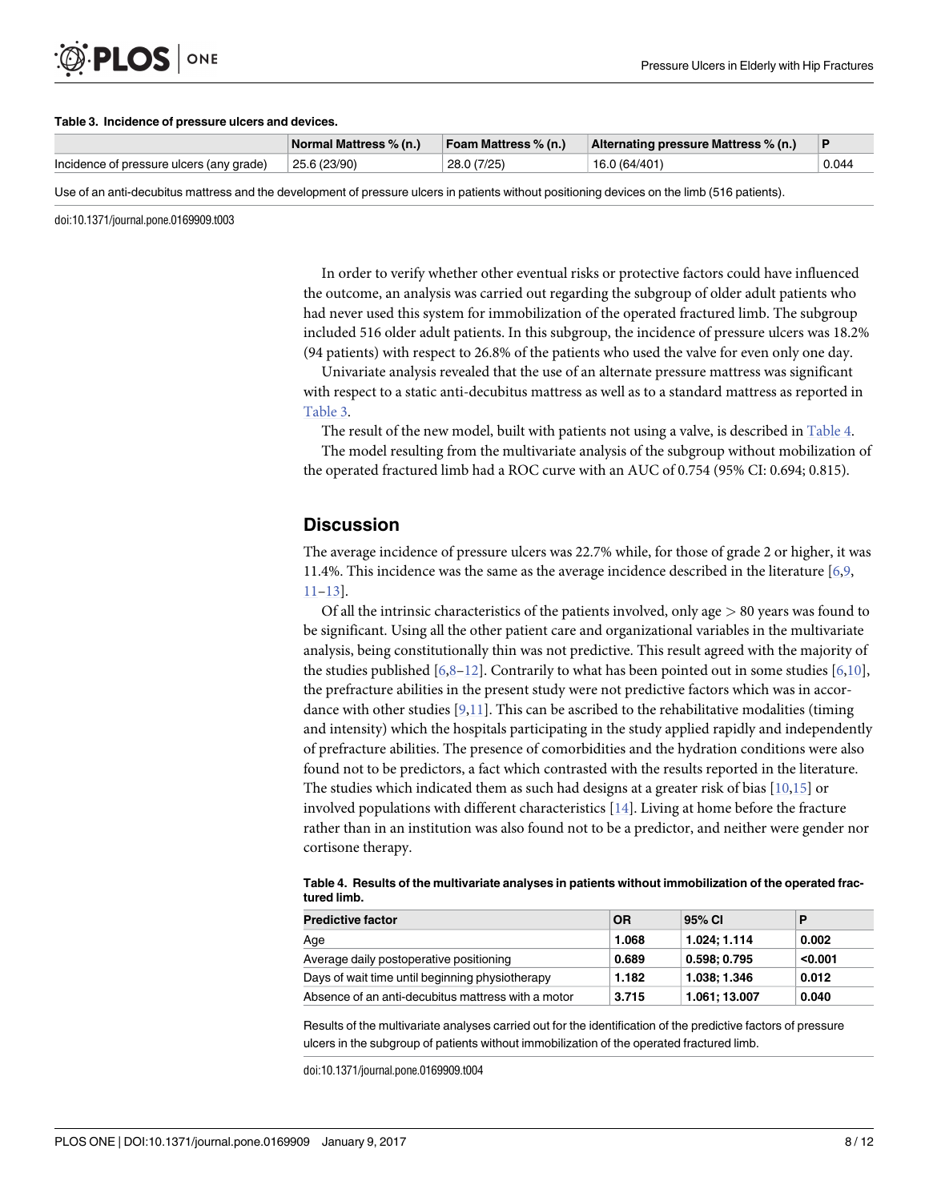**Table 3. Incidence of pressure ulcers and devices.**

| | Normal Mattress % (n.) | Foam Mattress % (n.) | Alternating pressure Mattress % (n.) | P |
|---|---|---|---|---|
| Incidence of pressure ulcers (any grade) | 25.6 (23/90) | 28.0 (7/25) | 16.0 (64/401) | 0.044 |

Use of an anti-decubitus mattress and the development of pressure ulcers in patients without positioning devices on the limb (516 patients).

doi:10.1371/journal.pone.0169909.t003

In order to verify whether other eventual risks or protective factors could have influenced the outcome, an analysis was carried out regarding the subgroup of older adult patients who had never used this system for immobilization of the operated fractured limb. The subgroup included 516 older adult patients. In this subgroup, the incidence of pressure ulcers was 18.2% (94 patients) with respect to 26.8% of the patients who used the valve for even only one day.

Univariate analysis revealed that the use of an alternate pressure mattress was significant with respect to a static anti-decubitus mattress as well as to a standard mattress as reported in Table 3.

The result of the new model, built with patients not using a valve, is described in Table 4.

The model resulting from the multivariate analysis of the subgroup without mobilization of the operated fractured limb had a ROC curve with an AUC of 0.754 (95% CI: 0.694; 0.815).

## Discussion

The average incidence of pressure ulcers was 22.7% while, for those of grade 2 or higher, it was 11.4%. This incidence was the same as the average incidence described in the literature [6,9,11–13].

Of all the intrinsic characteristics of the patients involved, only age > 80 years was found to be significant. Using all the other patient care and organizational variables in the multivariate analysis, being constitutionally thin was not predictive. This result agreed with the majority of the studies published [6,8–12]. Contrarily to what has been pointed out in some studies [6,10], the prefracture abilities in the present study were not predictive factors which was in accordance with other studies [9,11]. This can be ascribed to the rehabilitative modalities (timing and intensity) which the hospitals participating in the study applied rapidly and independently of prefracture abilities. The presence of comorbidities and the hydration conditions were also found not to be predictors, a fact which contrasted with the results reported in the literature. The studies which indicated them as such had designs at a greater risk of bias [10,15] or involved populations with different characteristics [14]. Living at home before the fracture rather than in an institution was also found not to be a predictor, and neither were gender nor cortisone therapy.

**Table 4. Results of the multivariate analyses in patients without immobilization of the operated fractured limb.**

| Predictive factor | OR | 95% CI | P |
|---|---|---|---|
| Age | **1.068** | **1.024; 1.114** | **0.002** |
| Average daily postoperative positioning | **0.689** | **0.598; 0.795** | **<0.001** |
| Days of wait time until beginning physiotherapy | **1.182** | **1.038; 1.346** | **0.012** |
| Absence of an anti-decubitus mattress with a motor | **3.715** | **1.061; 13.007** | **0.040** |

Results of the multivariate analyses carried out for the identification of the predictive factors of pressure ulcers in the subgroup of patients without immobilization of the operated fractured limb.

doi:10.1371/journal.pone.0169909.t004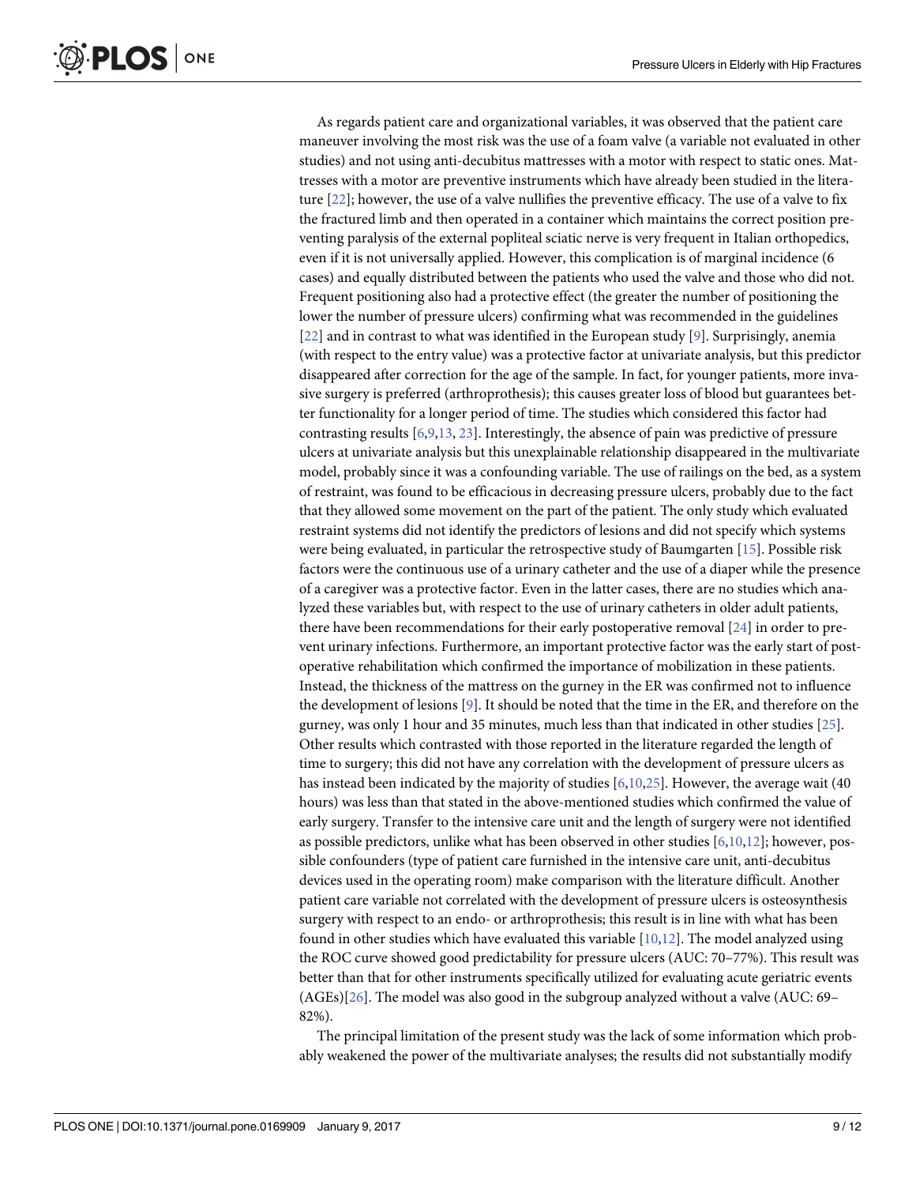As regards patient care and organizational variables, it was observed that the patient care maneuver involving the most risk was the use of a foam valve (a variable not evaluated in other studies) and not using anti-decubitus mattresses with a motor with respect to static ones. Mattresses with a motor are preventive instruments which have already been studied in the literature [22]; however, the use of a valve nullifies the preventive efficacy. The use of a valve to fix the fractured limb and then operated in a container which maintains the correct position preventing paralysis of the external popliteal sciatic nerve is very frequent in Italian orthopedics, even if it is not universally applied. However, this complication is of marginal incidence (6 cases) and equally distributed between the patients who used the valve and those who did not. Frequent positioning also had a protective effect (the greater the number of positioning the lower the number of pressure ulcers) confirming what was recommended in the guidelines [22] and in contrast to what was identified in the European study [9]. Surprisingly, anemia (with respect to the entry value) was a protective factor at univariate analysis, but this predictor disappeared after correction for the age of the sample. In fact, for younger patients, more invasive surgery is preferred (arthroprothesis); this causes greater loss of blood but guarantees better functionality for a longer period of time. The studies which considered this factor had contrasting results [6,9,13, 23]. Interestingly, the absence of pain was predictive of pressure ulcers at univariate analysis but this unexplainable relationship disappeared in the multivariate model, probably since it was a confounding variable. The use of railings on the bed, as a system of restraint, was found to be efficacious in decreasing pressure ulcers, probably due to the fact that they allowed some movement on the part of the patient. The only study which evaluated restraint systems did not identify the predictors of lesions and did not specify which systems were being evaluated, in particular the retrospective study of Baumgarten [15]. Possible risk factors were the continuous use of a urinary catheter and the use of a diaper while the presence of a caregiver was a protective factor. Even in the latter cases, there are no studies which analyzed these variables but, with respect to the use of urinary catheters in older adult patients, there have been recommendations for their early postoperative removal [24] in order to prevent urinary infections. Furthermore, an important protective factor was the early start of post-operative rehabilitation which confirmed the importance of mobilization in these patients. Instead, the thickness of the mattress on the gurney in the ER was confirmed not to influence the development of lesions [9]. It should be noted that the time in the ER, and therefore on the gurney, was only 1 hour and 35 minutes, much less than that indicated in other studies [25]. Other results which contrasted with those reported in the literature regarded the length of time to surgery; this did not have any correlation with the development of pressure ulcers as has instead been indicated by the majority of studies [6,10,25]. However, the average wait (40 hours) was less than that stated in the above-mentioned studies which confirmed the value of early surgery. Transfer to the intensive care unit and the length of surgery were not identified as possible predictors, unlike what has been observed in other studies [6,10,12]; however, possible confounders (type of patient care furnished in the intensive care unit, anti-decubitus devices used in the operating room) make comparison with the literature difficult. Another patient care variable not correlated with the development of pressure ulcers is osteosynthesis surgery with respect to an endo- or arthroprothesis; this result is in line with what has been found in other studies which have evaluated this variable [10,12]. The model analyzed using the ROC curve showed good predictability for pressure ulcers (AUC: 70–77%). This result was better than that for other instruments specifically utilized for evaluating acute geriatric events (AGEs)[26]. The model was also good in the subgroup analyzed without a valve (AUC: 69–82%).

The principal limitation of the present study was the lack of some information which probably weakened the power of the multivariate analyses; the results did not substantially modify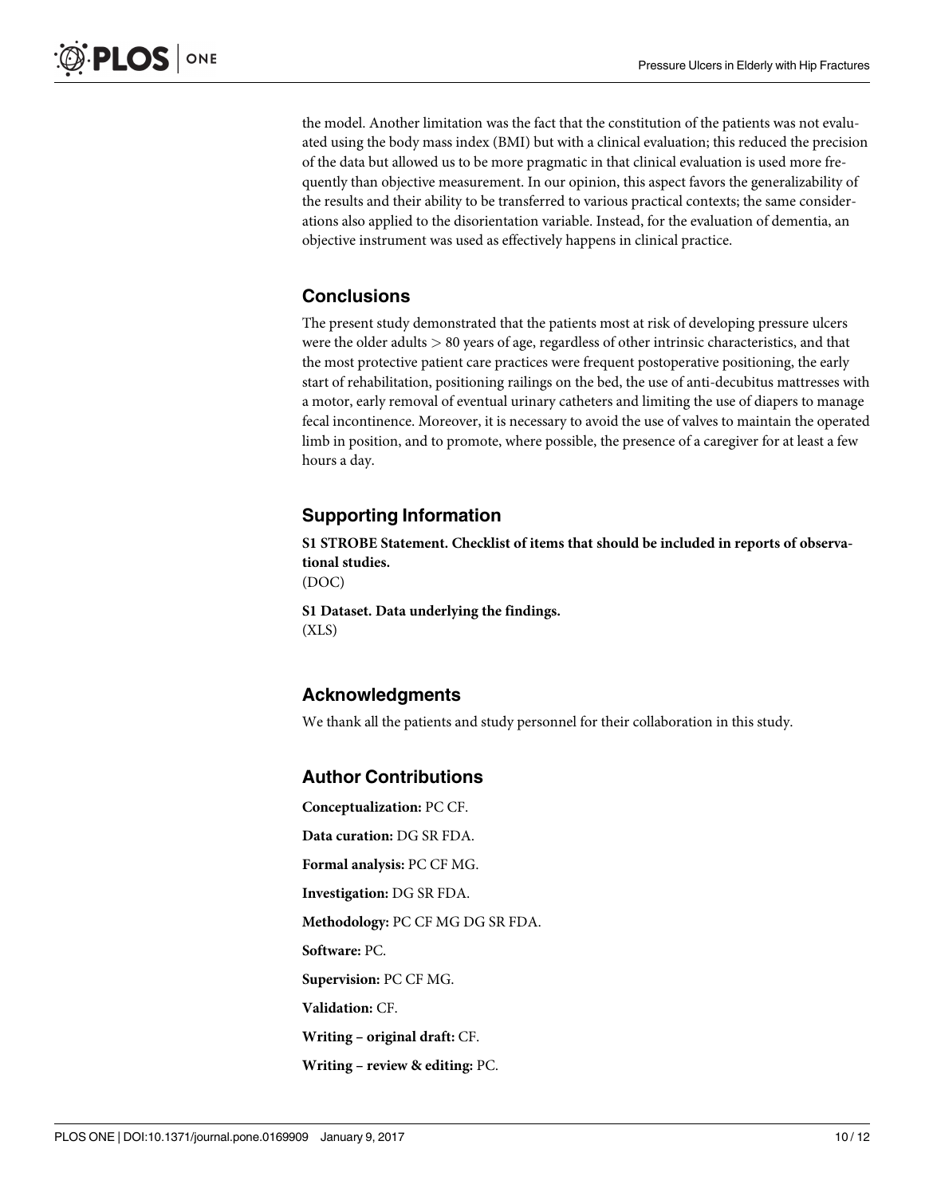the model. Another limitation was the fact that the constitution of the patients was not evaluated using the body mass index (BMI) but with a clinical evaluation; this reduced the precision of the data but allowed us to be more pragmatic in that clinical evaluation is used more frequently than objective measurement. In our opinion, this aspect favors the generalizability of the results and their ability to be transferred to various practical contexts; the same considerations also applied to the disorientation variable. Instead, for the evaluation of dementia, an objective instrument was used as effectively happens in clinical practice.

## Conclusions

The present study demonstrated that the patients most at risk of developing pressure ulcers were the older adults > 80 years of age, regardless of other intrinsic characteristics, and that the most protective patient care practices were frequent postoperative positioning, the early start of rehabilitation, positioning railings on the bed, the use of anti-decubitus mattresses with a motor, early removal of eventual urinary catheters and limiting the use of diapers to manage fecal incontinence. Moreover, it is necessary to avoid the use of valves to maintain the operated limb in position, and to promote, where possible, the presence of a caregiver for at least a few hours a day.

## Supporting Information

**S1 STROBE Statement. Checklist of items that should be included in reports of observational studies.**
(DOC)

**S1 Dataset. Data underlying the findings.**
(XLS)

## Acknowledgments

We thank all the patients and study personnel for their collaboration in this study.

## Author Contributions

**Conceptualization:** PC CF.

**Data curation:** DG SR FDA.

**Formal analysis:** PC CF MG.

**Investigation:** DG SR FDA.

**Methodology:** PC CF MG DG SR FDA.

**Software:** PC.

**Supervision:** PC CF MG.

**Validation:** CF.

**Writing – original draft:** CF.

**Writing – review & editing:** PC.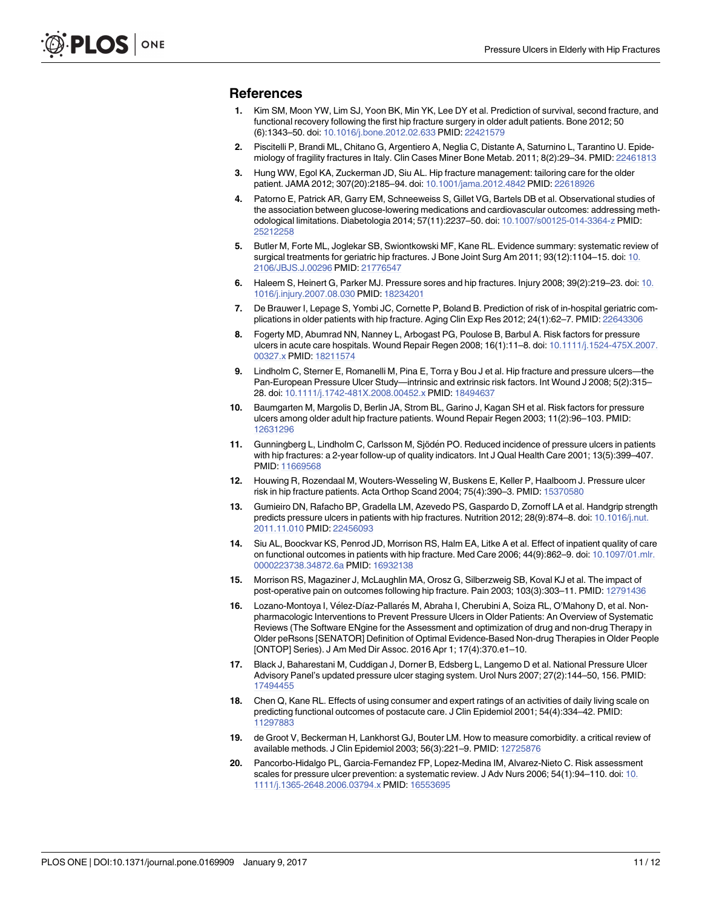## References

1. Kim SM, Moon YW, Lim SJ, Yoon BK, Min YK, Lee DY et al. Prediction of survival, second fracture, and functional recovery following the first hip fracture surgery in older adult patients. Bone 2012; 50 (6):1343–50. doi: 10.1016/j.bone.2012.02.633 PMID: 22421579

2. Piscitelli P, Brandi ML, Chitano G, Argentiero A, Neglia C, Distante A, Saturnino L, Tarantino U. Epidemiology of fragility fractures in Italy. Clin Cases Miner Bone Metab. 2011; 8(2):29–34. PMID: 22461813

3. Hung WW, Egol KA, Zuckerman JD, Siu AL. Hip fracture management: tailoring care for the older patient. JAMA 2012; 307(20):2185–94. doi: 10.1001/jama.2012.4842 PMID: 22618926

4. Patorno E, Patrick AR, Garry EM, Schneeweiss S, Gillet VG, Bartels DB et al. Observational studies of the association between glucose-lowering medications and cardiovascular outcomes: addressing methodological limitations. Diabetologia 2014; 57(11):2237–50. doi: 10.1007/s00125-014-3364-z PMID: 25212258

5. Butler M, Forte ML, Joglekar SB, Swiontkowski MF, Kane RL. Evidence summary: systematic review of surgical treatments for geriatric hip fractures. J Bone Joint Surg Am 2011; 93(12):1104–15. doi: 10.2106/JBJS.J.00296 PMID: 21776547

6. Haleem S, Heinert G, Parker MJ. Pressure sores and hip fractures. Injury 2008; 39(2):219–23. doi: 10.1016/j.injury.2007.08.030 PMID: 18234201

7. De Brauwer I, Lepage S, Yombi JC, Cornette P, Boland B. Prediction of risk of in-hospital geriatric complications in older patients with hip fracture. Aging Clin Exp Res 2012; 24(1):62–7. PMID: 22643306

8. Fogerty MD, Abumrad NN, Nanney L, Arbogast PG, Poulose B, Barbul A. Risk factors for pressure ulcers in acute care hospitals. Wound Repair Regen 2008; 16(1):11–8. doi: 10.1111/j.1524-475X.2007.00327.x PMID: 18211574

9. Lindholm C, Sterner E, Romanelli M, Pina E, Torra y Bou J et al. Hip fracture and pressure ulcers—the Pan-European Pressure Ulcer Study—intrinsic and extrinsic risk factors. Int Wound J 2008; 5(2):315–28. doi: 10.1111/j.1742-481X.2008.00452.x PMID: 18494637

10. Baumgarten M, Margolis D, Berlin JA, Strom BL, Garino J, Kagan SH et al. Risk factors for pressure ulcers among older adult hip fracture patients. Wound Repair Regen 2003; 11(2):96–103. PMID: 12631296

11. Gunningberg L, Lindholm C, Carlsson M, Sjödén PO. Reduced incidence of pressure ulcers in patients with hip fractures: a 2-year follow-up of quality indicators. Int J Qual Health Care 2001; 13(5):399–407. PMID: 11669568

12. Houwing R, Rozendaal M, Wouters-Wesseling W, Buskens E, Keller P, Haalboom J. Pressure ulcer risk in hip fracture patients. Acta Orthop Scand 2004; 75(4):390–3. PMID: 15370580

13. Gumieiro DN, Rafacho BP, Gradella LM, Azevedo PS, Gaspardo D, Zornoff LA et al. Handgrip strength predicts pressure ulcers in patients with hip fractures. Nutrition 2012; 28(9):874–8. doi: 10.1016/j.nut.2011.11.010 PMID: 22456093

14. Siu AL, Boockvar KS, Penrod JD, Morrison RS, Halm EA, Litke A et al. Effect of inpatient quality of care on functional outcomes in patients with hip fracture. Med Care 2006; 44(9):862–9. doi: 10.1097/01.mlr.0000223738.34872.6a PMID: 16932138

15. Morrison RS, Magaziner J, McLaughlin MA, Orosz G, Silberzweig SB, Koval KJ et al. The impact of post-operative pain on outcomes following hip fracture. Pain 2003; 103(3):303–11. PMID: 12791436

16. Lozano-Montoya I, Vélez-Díaz-Pallarés M, Abraha I, Cherubini A, Soiza RL, O'Mahony D, et al. Nonpharmacologic Interventions to Prevent Pressure Ulcers in Older Patients: An Overview of Systematic Reviews (The Software ENgine for the Assessment and optimization of drug and non-drug Therapy in Older peRsons [SENATOR] Definition of Optimal Evidence-Based Non-drug Therapies in Older People [ONTOP] Series). J Am Med Dir Assoc. 2016 Apr 1; 17(4):370.e1–10.

17. Black J, Baharestani M, Cuddigan J, Dorner B, Edsberg L, Langemo D et al. National Pressure Ulcer Advisory Panel's updated pressure ulcer staging system. Urol Nurs 2007; 27(2):144–50, 156. PMID: 17494455

18. Chen Q, Kane RL. Effects of using consumer and expert ratings of an activities of daily living scale on predicting functional outcomes of postacute care. J Clin Epidemiol 2001; 54(4):334–42. PMID: 11297883

19. de Groot V, Beckerman H, Lankhorst GJ, Bouter LM. How to measure comorbidity. a critical review of available methods. J Clin Epidemiol 2003; 56(3):221–9. PMID: 12725876

20. Pancorbo-Hidalgo PL, Garcia-Fernandez FP, Lopez-Medina IM, Alvarez-Nieto C. Risk assessment scales for pressure ulcer prevention: a systematic review. J Adv Nurs 2006; 54(1):94–110. doi: 10.1111/j.1365-2648.2006.03794.x PMID: 16553695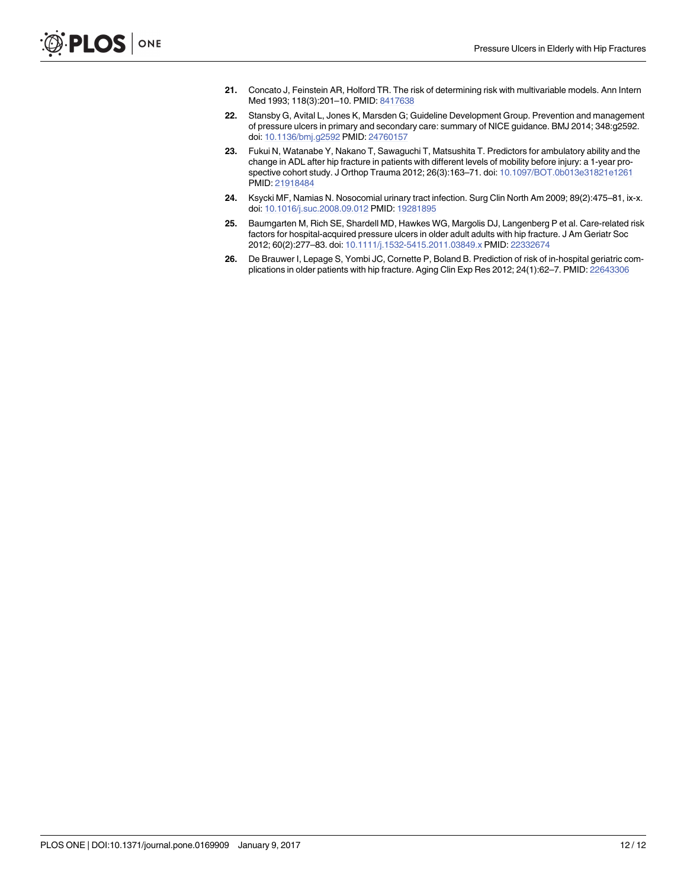21. Concato J, Feinstein AR, Holford TR. The risk of determining risk with multivariable models. Ann Intern Med 1993; 118(3):201–10. PMID: 8417638
22. Stansby G, Avital L, Jones K, Marsden G; Guideline Development Group. Prevention and management of pressure ulcers in primary and secondary care: summary of NICE guidance. BMJ 2014; 348:g2592. doi: 10.1136/bmj.g2592 PMID: 24760157
23. Fukui N, Watanabe Y, Nakano T, Sawaguchi T, Matsushita T. Predictors for ambulatory ability and the change in ADL after hip fracture in patients with different levels of mobility before injury: a 1-year prospective cohort study. J Orthop Trauma 2012; 26(3):163–71. doi: 10.1097/BOT.0b013e31821e1261 PMID: 21918484
24. Ksycki MF, Namias N. Nosocomial urinary tract infection. Surg Clin North Am 2009; 89(2):475–81, ix-x. doi: 10.1016/j.suc.2008.09.012 PMID: 19281895
25. Baumgarten M, Rich SE, Shardell MD, Hawkes WG, Margolis DJ, Langenberg P et al. Care-related risk factors for hospital-acquired pressure ulcers in older adult adults with hip fracture. J Am Geriatr Soc 2012; 60(2):277–83. doi: 10.1111/j.1532-5415.2011.03849.x PMID: 22332674
26. De Brauwer I, Lepage S, Yombi JC, Cornette P, Boland B. Prediction of risk of in-hospital geriatric complications in older patients with hip fracture. Aging Clin Exp Res 2012; 24(1):62–7. PMID: 22643306